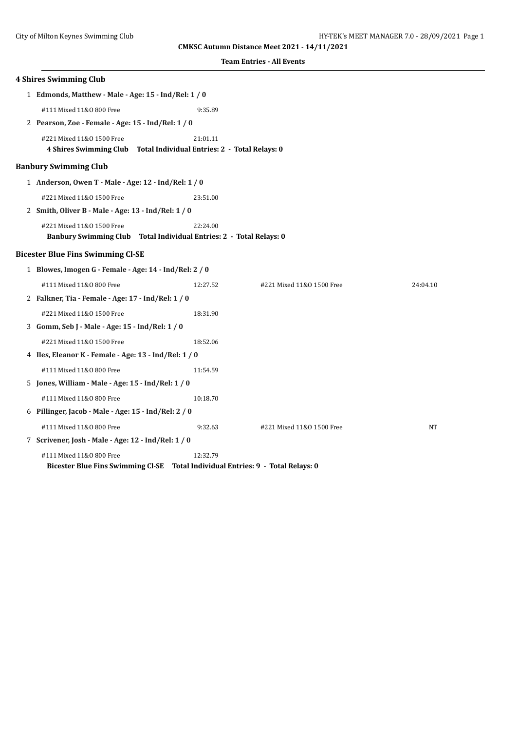**CMKSC Autumn Distance Meet 2021 - 14/11/2021**

**Team Entries - All Events**

## 4 Shires Swimming Club

1 **Edmonds, Matthew - Male - Age: 15 - Ind/Rel: 1 / 0**

#111 Mixed 11&O 800 Free 9:35.89

2 **Pearson, Zoe - Female - Age: 15 - Ind/Rel: 1 / 0**

#221 Mixed 11&O 1500 Free 21:01.11

**4 Shires Swimming Club Total Individual Entries: 2 - Total Relays: 0**

## Banbury Swimming Club

1 **Anderson, Owen T - Male - Age: 12 - Ind/Rel: 1 / 0**

#221 Mixed 11&O 1500 Free 23:51.00

2 **Smith, Oliver B - Male - Age: 13 - Ind/Rel: 1 / 0**

#221 Mixed 11&O 1500 Free 22:24.00

**Banbury Swimming Club Total Individual Entries: 2 - Total Relays: 0**

## Bicester Blue Fins Swimming Cl-SE

1 **Blowes, Imogen G - Female - Age: 14 - Ind/Rel: 2 / 0**

#111 Mixed 11&O 800 Free 12:27.52 #221 Mixed 11&O 1500 Free 24:04.10

2 **Falkner, Tia - Female - Age: 17 - Ind/Rel: 1 / 0**

#221 Mixed 11&O 1500 Free 18:31.90

3 **Gomm, Seb J - Male - Age: 15 - Ind/Rel: 1 / 0**

#221 Mixed 11&O 1500 Free 18:52.06

4 **Iles, Eleanor K - Female - Age: 13 - Ind/Rel: 1 / 0**

#111 Mixed 11&O 800 Free 11:54.59

5 **Jones, William - Male - Age: 15 - Ind/Rel: 1 / 0**

#111 Mixed 11&O 800 Free 10:18.70

6 **Pillinger, Jacob - Male - Age: 15 - Ind/Rel: 2 / 0**

#111 Mixed 11&O 800 Free 9:32.63 #221 Mixed 11&O 1500 Free NT

7 **Scrivener, Josh - Male - Age: 12 - Ind/Rel: 1 / 0**

#111 Mixed 11&O 800 Free 12:32.79

**Bicester Blue Fins Swimming Cl-SE Total Individual Entries: 9 - Total Relays: 0**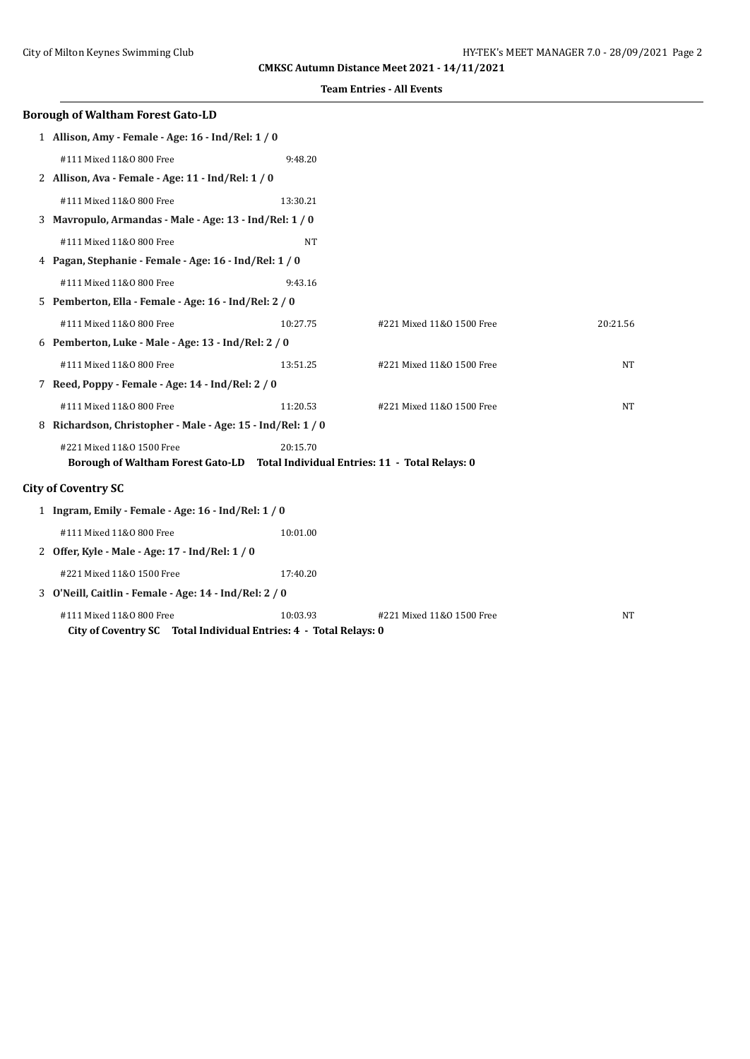**CMKSC Autumn Distance Meet 2021 - 14/11/2021**

**Team Entries - All Events**

### Borough of Waltham Forest Gato-LD

1 **Allison, Amy - Female - Age: 16 - Ind/Rel: 1 / 0**

| | | | |
|---|---|---|---|
| #111 Mixed 11&O 800 Free | 9:48.20 | | |

2 **Allison, Ava - Female - Age: 11 - Ind/Rel: 1 / 0**

| | | | |
|---|---|---|---|
| #111 Mixed 11&O 800 Free | 13:30.21 | | |

3 **Mavropulo, Armandas - Male - Age: 13 - Ind/Rel: 1 / 0**

| | | | |
|---|---|---|---|
| #111 Mixed 11&O 800 Free | NT | | |

4 **Pagan, Stephanie - Female - Age: 16 - Ind/Rel: 1 / 0**

| | | | |
|---|---|---|---|
| #111 Mixed 11&O 800 Free | 9:43.16 | | |

5 **Pemberton, Ella - Female - Age: 16 - Ind/Rel: 2 / 0**

| | | | |
|---|---|---|---|
| #111 Mixed 11&O 800 Free | 10:27.75 | #221 Mixed 11&O 1500 Free | 20:21.56 |

6 **Pemberton, Luke - Male - Age: 13 - Ind/Rel: 2 / 0**

| | | | |
|---|---|---|---|
| #111 Mixed 11&O 800 Free | 13:51.25 | #221 Mixed 11&O 1500 Free | NT |

7 **Reed, Poppy - Female - Age: 14 - Ind/Rel: 2 / 0**

| | | | |
|---|---|---|---|
| #111 Mixed 11&O 800 Free | 11:20.53 | #221 Mixed 11&O 1500 Free | NT |

8 **Richardson, Christopher - Male - Age: 15 - Ind/Rel: 1 / 0**

| | | | |
|---|---|---|---|
| #221 Mixed 11&O 1500 Free | 20:15.70 | | |

**Borough of Waltham Forest Gato-LD Total Individual Entries: 11 - Total Relays: 0**

### City of Coventry SC

1 **Ingram, Emily - Female - Age: 16 - Ind/Rel: 1 / 0**

| | | | |
|---|---|---|---|
| #111 Mixed 11&O 800 Free | 10:01.00 | | |

2 **Offer, Kyle - Male - Age: 17 - Ind/Rel: 1 / 0**

| | | | |
|---|---|---|---|
| #221 Mixed 11&O 1500 Free | 17:40.20 | | |

3 **O'Neill, Caitlin - Female - Age: 14 - Ind/Rel: 2 / 0**

| | | | |
|---|---|---|---|
| #111 Mixed 11&O 800 Free | 10:03.93 | #221 Mixed 11&O 1500 Free | NT |

**City of Coventry SC Total Individual Entries: 4 - Total Relays: 0**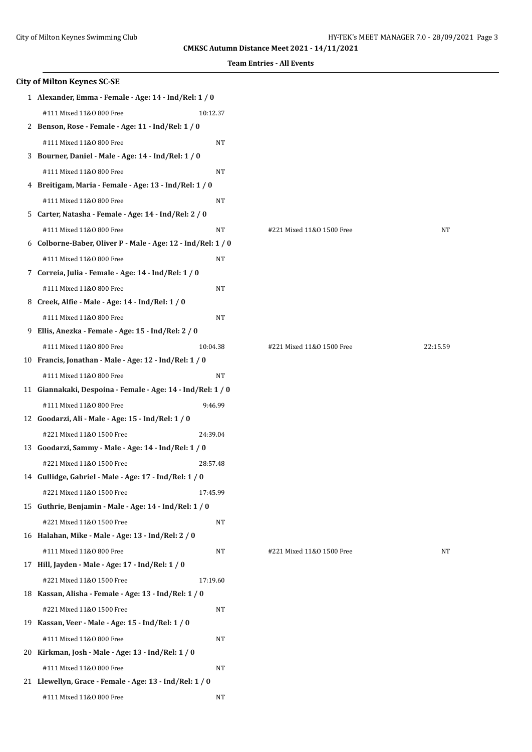**CMKSC Autumn Distance Meet 2021 - 14/11/2021**

**Team Entries - All Events**

### City of Milton Keynes SC-SE

1 **Alexander, Emma - Female - Age: 14 - Ind/Rel: 1 / 0**

#111 Mixed 11&O 800 Free 10:12.37

2 **Benson, Rose - Female - Age: 11 - Ind/Rel: 1 / 0**

#111 Mixed 11&O 800 Free NT

3 **Bourner, Daniel - Male - Age: 14 - Ind/Rel: 1 / 0**

#111 Mixed 11&O 800 Free NT

4 **Breitigam, Maria - Female - Age: 13 - Ind/Rel: 1 / 0**

#111 Mixed 11&O 800 Free NT

5 **Carter, Natasha - Female - Age: 14 - Ind/Rel: 2 / 0**

#111 Mixed 11&O 800 Free NT #221 Mixed 11&O 1500 Free NT

6 **Colborne-Baber, Oliver P - Male - Age: 12 - Ind/Rel: 1 / 0**

#111 Mixed 11&O 800 Free NT

7 **Correia, Julia - Female - Age: 14 - Ind/Rel: 1 / 0**

#111 Mixed 11&O 800 Free NT

8 **Creek, Alfie - Male - Age: 14 - Ind/Rel: 1 / 0**

#111 Mixed 11&O 800 Free NT

9 **Ellis, Anezka - Female - Age: 15 - Ind/Rel: 2 / 0**

#111 Mixed 11&O 800 Free 10:04.38 #221 Mixed 11&O 1500 Free 22:15.59

10 **Francis, Jonathan - Male - Age: 12 - Ind/Rel: 1 / 0**

#111 Mixed 11&O 800 Free NT

11 **Giannakaki, Despoina - Female - Age: 14 - Ind/Rel: 1 / 0**

#111 Mixed 11&O 800 Free 9:46.99

12 **Goodarzi, Ali - Male - Age: 15 - Ind/Rel: 1 / 0**

#221 Mixed 11&O 1500 Free 24:39.04

13 **Goodarzi, Sammy - Male - Age: 14 - Ind/Rel: 1 / 0**

#221 Mixed 11&O 1500 Free 28:57.48

14 **Gullidge, Gabriel - Male - Age: 17 - Ind/Rel: 1 / 0**

#221 Mixed 11&O 1500 Free 17:45.99

15 **Guthrie, Benjamin - Male - Age: 14 - Ind/Rel: 1 / 0**

#221 Mixed 11&O 1500 Free NT

16 **Halahan, Mike - Male - Age: 13 - Ind/Rel: 2 / 0**

#111 Mixed 11&O 800 Free NT #221 Mixed 11&O 1500 Free NT

17 **Hill, Jayden - Male - Age: 17 - Ind/Rel: 1 / 0**

#221 Mixed 11&O 1500 Free 17:19.60

18 **Kassan, Alisha - Female - Age: 13 - Ind/Rel: 1 / 0**

#221 Mixed 11&O 1500 Free NT

19 **Kassan, Veer - Male - Age: 15 - Ind/Rel: 1 / 0**

#111 Mixed 11&O 800 Free NT

20 **Kirkman, Josh - Male - Age: 13 - Ind/Rel: 1 / 0**

#111 Mixed 11&O 800 Free NT

21 **Llewellyn, Grace - Female - Age: 13 - Ind/Rel: 1 / 0**

#111 Mixed 11&O 800 Free NT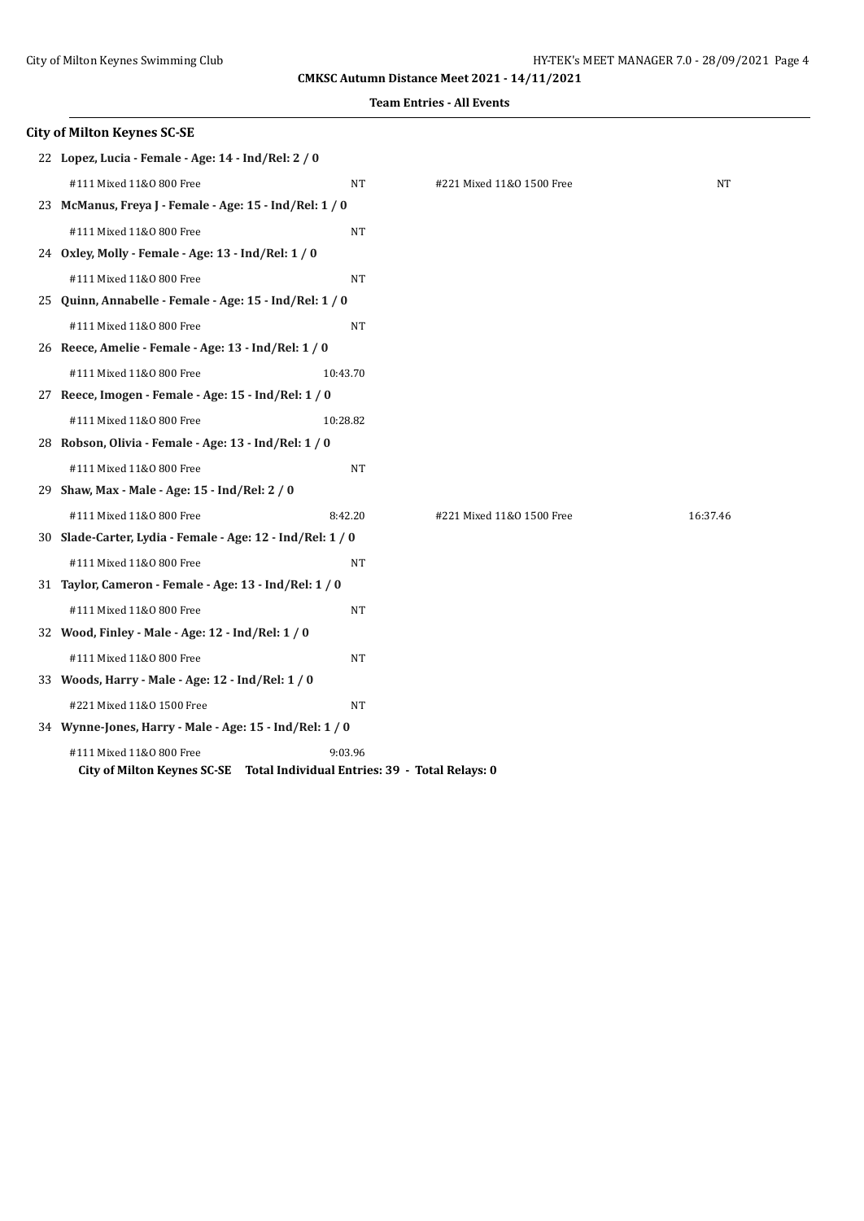**CMKSC Autumn Distance Meet 2021 - 14/11/2021**

**Team Entries - All Events**

### City of Milton Keynes SC-SE

**22 Lopez, Lucia - Female - Age: 14 - Ind/Rel: 2 / 0**

| Event | Seed | Event | Seed |
|---|---|---|---|
| #111 Mixed 11&O 800 Free | NT | #221 Mixed 11&O 1500 Free | NT |

**23 McManus, Freya J - Female - Age: 15 - Ind/Rel: 1 / 0**

| Event | Seed |
|---|---|
| #111 Mixed 11&O 800 Free | NT |

**24 Oxley, Molly - Female - Age: 13 - Ind/Rel: 1 / 0**

| Event | Seed |
|---|---|
| #111 Mixed 11&O 800 Free | NT |

**25 Quinn, Annabelle - Female - Age: 15 - Ind/Rel: 1 / 0**

| Event | Seed |
|---|---|
| #111 Mixed 11&O 800 Free | NT |

**26 Reece, Amelie - Female - Age: 13 - Ind/Rel: 1 / 0**

| Event | Seed |
|---|---|
| #111 Mixed 11&O 800 Free | 10:43.70 |

**27 Reece, Imogen - Female - Age: 15 - Ind/Rel: 1 / 0**

| Event | Seed |
|---|---|
| #111 Mixed 11&O 800 Free | 10:28.82 |

**28 Robson, Olivia - Female - Age: 13 - Ind/Rel: 1 / 0**

| Event | Seed |
|---|---|
| #111 Mixed 11&O 800 Free | NT |

**29 Shaw, Max - Male - Age: 15 - Ind/Rel: 2 / 0**

| Event | Seed | Event | Seed |
|---|---|---|---|
| #111 Mixed 11&O 800 Free | 8:42.20 | #221 Mixed 11&O 1500 Free | 16:37.46 |

**30 Slade-Carter, Lydia - Female - Age: 12 - Ind/Rel: 1 / 0**

| Event | Seed |
|---|---|
| #111 Mixed 11&O 800 Free | NT |

**31 Taylor, Cameron - Female - Age: 13 - Ind/Rel: 1 / 0**

| Event | Seed |
|---|---|
| #111 Mixed 11&O 800 Free | NT |

**32 Wood, Finley - Male - Age: 12 - Ind/Rel: 1 / 0**

| Event | Seed |
|---|---|
| #111 Mixed 11&O 800 Free | NT |

**33 Woods, Harry - Male - Age: 12 - Ind/Rel: 1 / 0**

| Event | Seed |
|---|---|
| #221 Mixed 11&O 1500 Free | NT |

**34 Wynne-Jones, Harry - Male - Age: 15 - Ind/Rel: 1 / 0**

| Event | Seed |
|---|---|
| #111 Mixed 11&O 800 Free | 9:03.96 |

**City of Milton Keynes SC-SE Total Individual Entries: 39 - Total Relays: 0**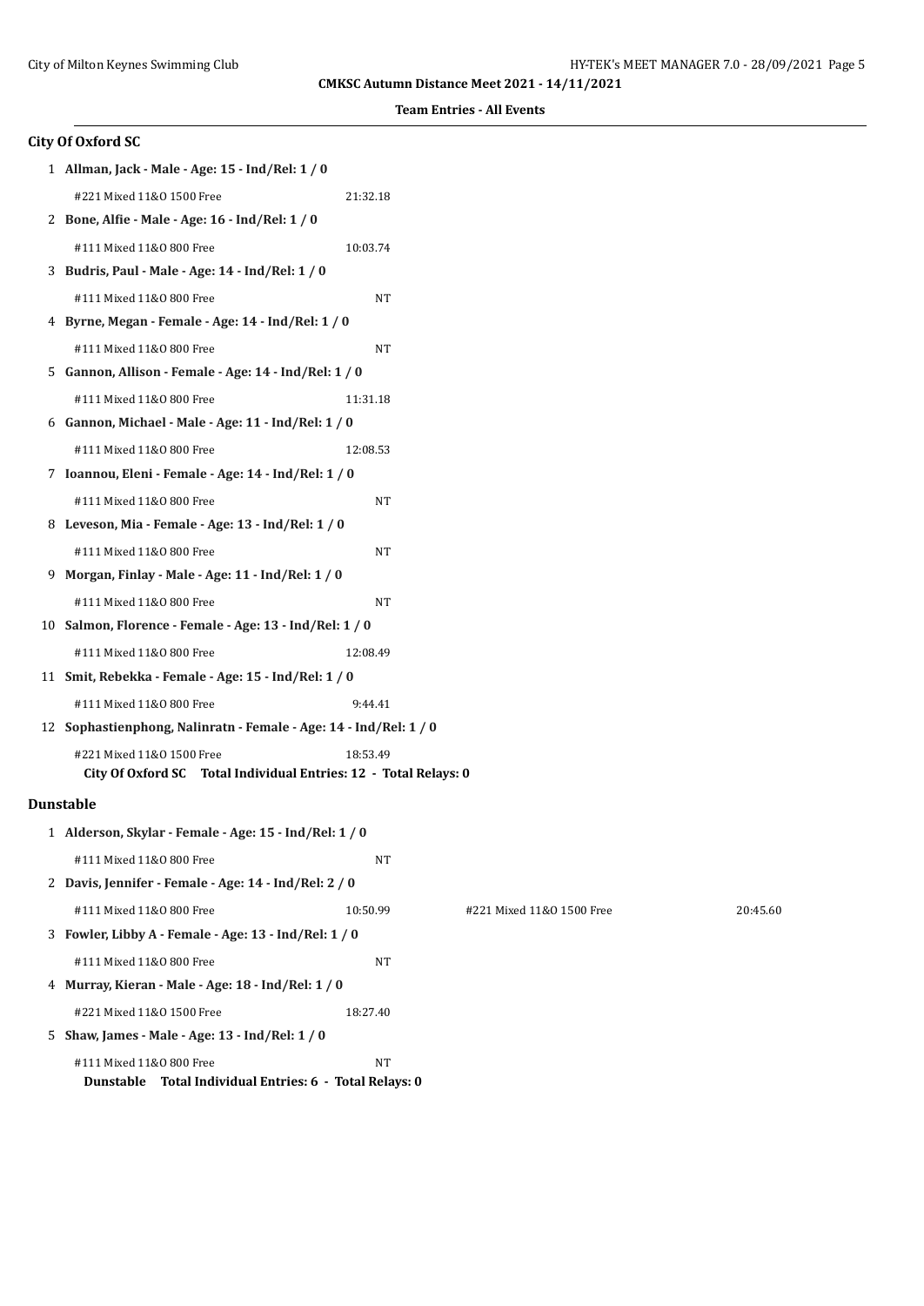**CMKSC Autumn Distance Meet 2021 - 14/11/2021**

**Team Entries - All Events**

## City Of Oxford SC

1 **Allman, Jack - Male - Age: 15 - Ind/Rel: 1 / 0**

#221 Mixed 11&O 1500 Free 21:32.18

2 **Bone, Alfie - Male - Age: 16 - Ind/Rel: 1 / 0**

#111 Mixed 11&O 800 Free 10:03.74

3 **Budris, Paul - Male - Age: 14 - Ind/Rel: 1 / 0**

#111 Mixed 11&O 800 Free NT

4 **Byrne, Megan - Female - Age: 14 - Ind/Rel: 1 / 0**

#111 Mixed 11&O 800 Free NT

5 **Gannon, Allison - Female - Age: 14 - Ind/Rel: 1 / 0**

#111 Mixed 11&O 800 Free 11:31.18

6 **Gannon, Michael - Male - Age: 11 - Ind/Rel: 1 / 0**

#111 Mixed 11&O 800 Free 12:08.53

7 **Ioannou, Eleni - Female - Age: 14 - Ind/Rel: 1 / 0**

#111 Mixed 11&O 800 Free NT

8 **Leveson, Mia - Female - Age: 13 - Ind/Rel: 1 / 0**

#111 Mixed 11&O 800 Free NT

9 **Morgan, Finlay - Male - Age: 11 - Ind/Rel: 1 / 0**

#111 Mixed 11&O 800 Free NT

10 **Salmon, Florence - Female - Age: 13 - Ind/Rel: 1 / 0**

#111 Mixed 11&O 800 Free 12:08.49

11 **Smit, Rebekka - Female - Age: 15 - Ind/Rel: 1 / 0**

#111 Mixed 11&O 800 Free 9:44.41

12 **Sophastienphong, Nalinratn - Female - Age: 14 - Ind/Rel: 1 / 0**

#221 Mixed 11&O 1500 Free 18:53.49

**City Of Oxford SC Total Individual Entries: 12 - Total Relays: 0**

## Dunstable

1 **Alderson, Skylar - Female - Age: 15 - Ind/Rel: 1 / 0**

#111 Mixed 11&O 800 Free NT

2 **Davis, Jennifer - Female - Age: 14 - Ind/Rel: 2 / 0**

#111 Mixed 11&O 800 Free 10:50.99 #221 Mixed 11&O 1500 Free 20:45.60

3 **Fowler, Libby A - Female - Age: 13 - Ind/Rel: 1 / 0**

#111 Mixed 11&O 800 Free NT

4 **Murray, Kieran - Male - Age: 18 - Ind/Rel: 1 / 0**

#221 Mixed 11&O 1500 Free 18:27.40

5 **Shaw, James - Male - Age: 13 - Ind/Rel: 1 / 0**

#111 Mixed 11&O 800 Free NT

**Dunstable Total Individual Entries: 6 - Total Relays: 0**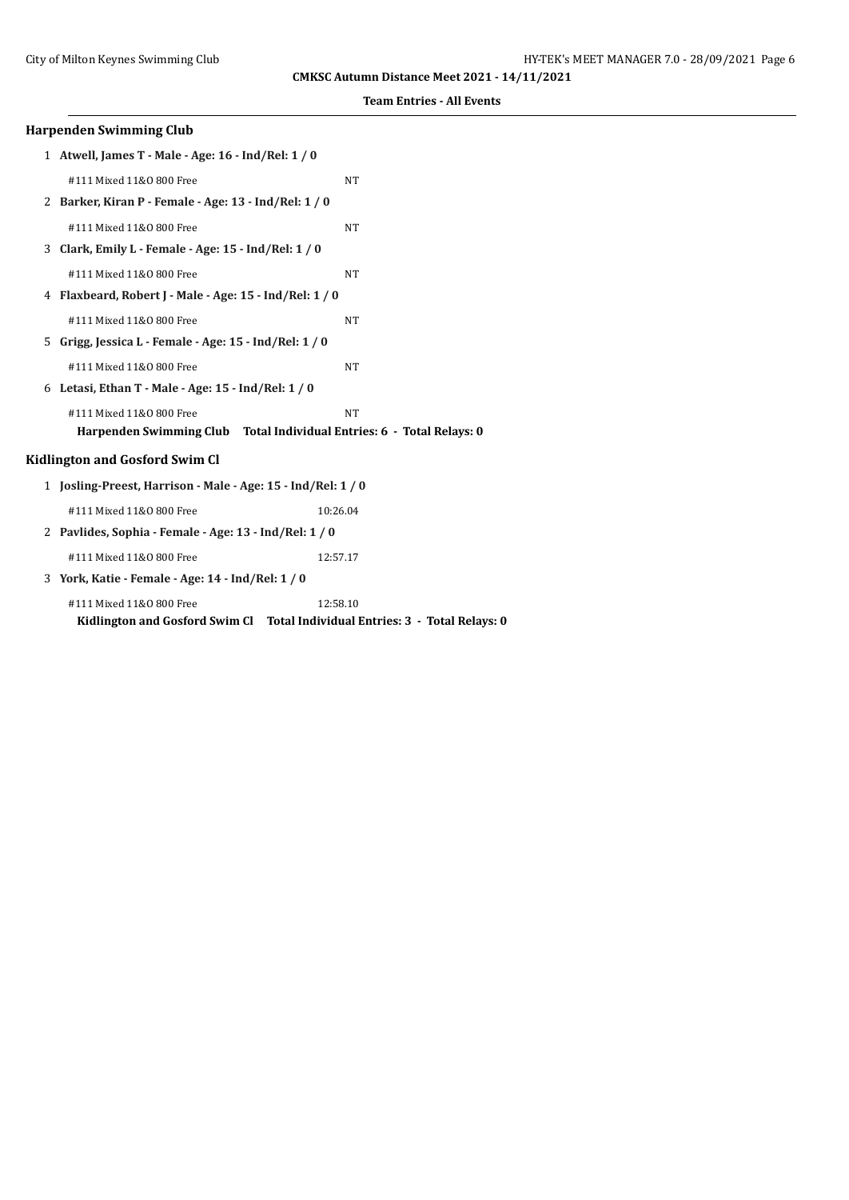**CMKSC Autumn Distance Meet 2021 - 14/11/2021**

**Team Entries - All Events**

### Harpenden Swimming Club

1 **Atwell, James T - Male - Age: 16 - Ind/Rel: 1 / 0**

#111 Mixed 11&O 800 Free NT

2 **Barker, Kiran P - Female - Age: 13 - Ind/Rel: 1 / 0**

#111 Mixed 11&O 800 Free NT

3 **Clark, Emily L - Female - Age: 15 - Ind/Rel: 1 / 0**

#111 Mixed 11&O 800 Free NT

4 **Flaxbeard, Robert J - Male - Age: 15 - Ind/Rel: 1 / 0**

#111 Mixed 11&O 800 Free NT

5 **Grigg, Jessica L - Female - Age: 15 - Ind/Rel: 1 / 0**

#111 Mixed 11&O 800 Free NT

6 **Letasi, Ethan T - Male - Age: 15 - Ind/Rel: 1 / 0**

#111 Mixed 11&O 800 Free NT

**Harpenden Swimming Club Total Individual Entries: 6 - Total Relays: 0**

### Kidlington and Gosford Swim Cl

1 **Josling-Preest, Harrison - Male - Age: 15 - Ind/Rel: 1 / 0**

#111 Mixed 11&O 800 Free 10:26.04

2 **Pavlides, Sophia - Female - Age: 13 - Ind/Rel: 1 / 0**

#111 Mixed 11&O 800 Free 12:57.17

3 **York, Katie - Female - Age: 14 - Ind/Rel: 1 / 0**

#111 Mixed 11&O 800 Free 12:58.10

**Kidlington and Gosford Swim Cl Total Individual Entries: 3 - Total Relays: 0**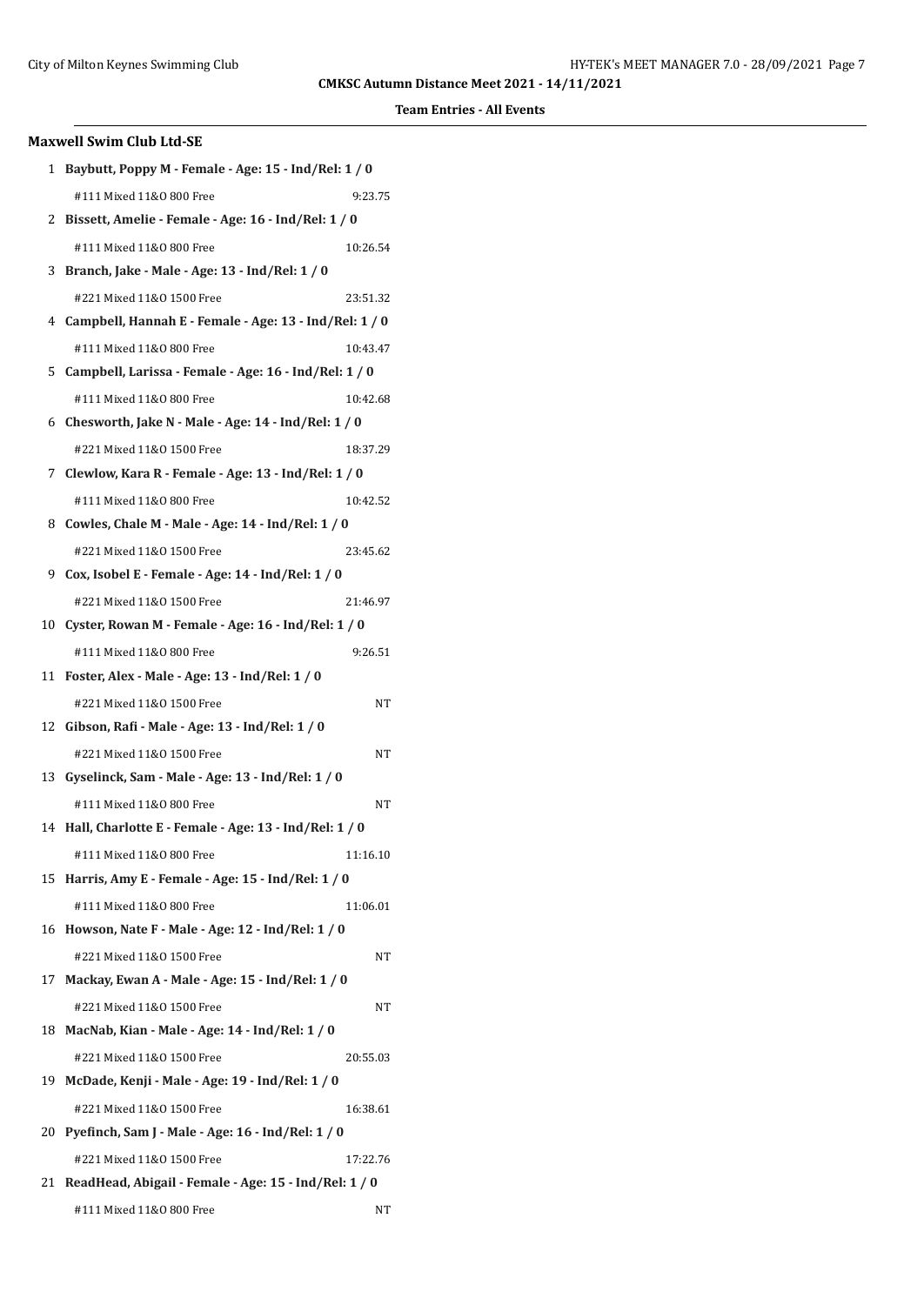**CMKSC Autumn Distance Meet 2021 - 14/11/2021**

**Team Entries - All Events**

## Maxwell Swim Club Ltd-SE

1 **Baybutt, Poppy M - Female - Age: 15 - Ind/Rel: 1 / 0**

#111 Mixed 11&O 800 Free 9:23.75

2 **Bissett, Amelie - Female - Age: 16 - Ind/Rel: 1 / 0**

#111 Mixed 11&O 800 Free 10:26.54

3 **Branch, Jake - Male - Age: 13 - Ind/Rel: 1 / 0**

#221 Mixed 11&O 1500 Free 23:51.32

4 **Campbell, Hannah E - Female - Age: 13 - Ind/Rel: 1 / 0**

#111 Mixed 11&O 800 Free 10:43.47

5 **Campbell, Larissa - Female - Age: 16 - Ind/Rel: 1 / 0**

#111 Mixed 11&O 800 Free 10:42.68

6 **Chesworth, Jake N - Male - Age: 14 - Ind/Rel: 1 / 0**

#221 Mixed 11&O 1500 Free 18:37.29

7 **Clewlow, Kara R - Female - Age: 13 - Ind/Rel: 1 / 0**

#111 Mixed 11&O 800 Free 10:42.52

8 **Cowles, Chale M - Male - Age: 14 - Ind/Rel: 1 / 0**

#221 Mixed 11&O 1500 Free 23:45.62

9 **Cox, Isobel E - Female - Age: 14 - Ind/Rel: 1 / 0**

#221 Mixed 11&O 1500 Free 21:46.97

10 **Cyster, Rowan M - Female - Age: 16 - Ind/Rel: 1 / 0**

#111 Mixed 11&O 800 Free 9:26.51

11 **Foster, Alex - Male - Age: 13 - Ind/Rel: 1 / 0**

#221 Mixed 11&O 1500 Free NT

12 **Gibson, Rafi - Male - Age: 13 - Ind/Rel: 1 / 0**

#221 Mixed 11&O 1500 Free NT

13 **Gyselinck, Sam - Male - Age: 13 - Ind/Rel: 1 / 0**

#111 Mixed 11&O 800 Free NT

14 **Hall, Charlotte E - Female - Age: 13 - Ind/Rel: 1 / 0**

#111 Mixed 11&O 800 Free 11:16.10

15 **Harris, Amy E - Female - Age: 15 - Ind/Rel: 1 / 0**

#111 Mixed 11&O 800 Free 11:06.01

16 **Howson, Nate F - Male - Age: 12 - Ind/Rel: 1 / 0**

#221 Mixed 11&O 1500 Free NT

17 **Mackay, Ewan A - Male - Age: 15 - Ind/Rel: 1 / 0**

#221 Mixed 11&O 1500 Free NT

18 **MacNab, Kian - Male - Age: 14 - Ind/Rel: 1 / 0**

#221 Mixed 11&O 1500 Free 20:55.03

19 **McDade, Kenji - Male - Age: 19 - Ind/Rel: 1 / 0**

#221 Mixed 11&O 1500 Free 16:38.61

20 **Pyefinch, Sam J - Male - Age: 16 - Ind/Rel: 1 / 0**

#221 Mixed 11&O 1500 Free 17:22.76

21 **ReadHead, Abigail - Female - Age: 15 - Ind/Rel: 1 / 0**

#111 Mixed 11&O 800 Free NT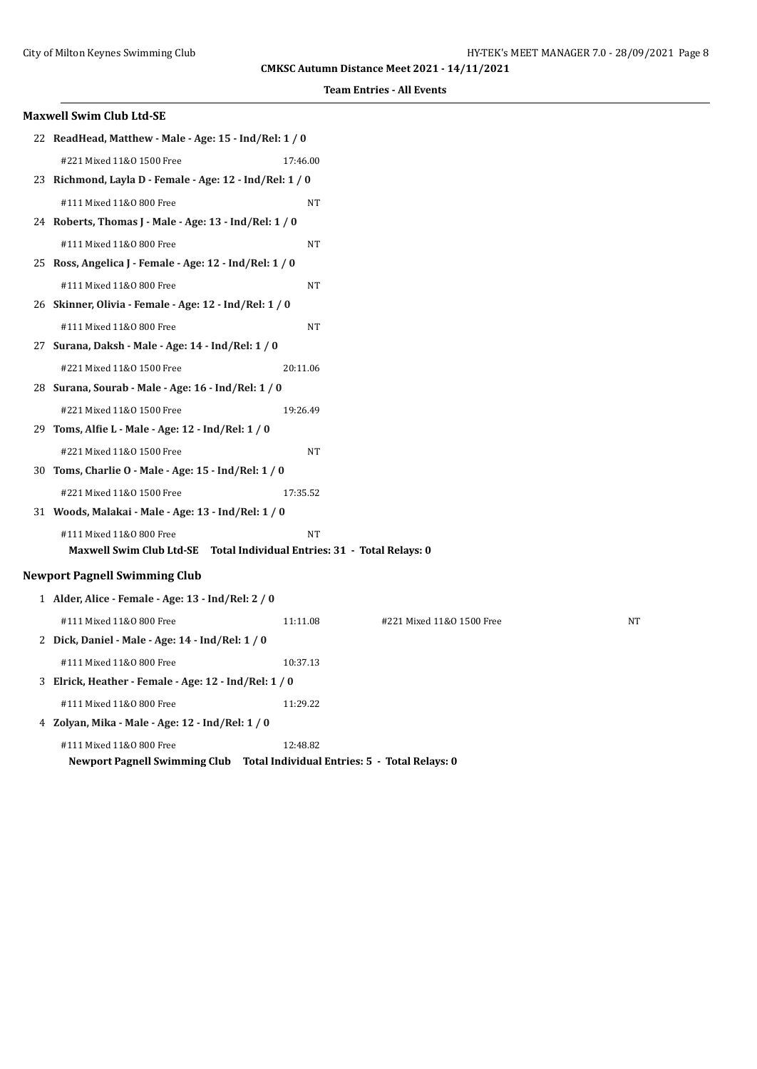**CMKSC Autumn Distance Meet 2021 - 14/11/2021**

**Team Entries - All Events**

## Maxwell Swim Club Ltd-SE

22 **ReadHead, Matthew - Male - Age: 15 - Ind/Rel: 1 / 0**

#221 Mixed 11&O 1500 Free 17:46.00

23 **Richmond, Layla D - Female - Age: 12 - Ind/Rel: 1 / 0**

#111 Mixed 11&O 800 Free NT

24 **Roberts, Thomas J - Male - Age: 13 - Ind/Rel: 1 / 0**

#111 Mixed 11&O 800 Free NT

25 **Ross, Angelica J - Female - Age: 12 - Ind/Rel: 1 / 0**

#111 Mixed 11&O 800 Free NT

26 **Skinner, Olivia - Female - Age: 12 - Ind/Rel: 1 / 0**

#111 Mixed 11&O 800 Free NT

27 **Surana, Daksh - Male - Age: 14 - Ind/Rel: 1 / 0**

#221 Mixed 11&O 1500 Free 20:11.06

28 **Surana, Sourab - Male - Age: 16 - Ind/Rel: 1 / 0**

#221 Mixed 11&O 1500 Free 19:26.49

29 **Toms, Alfie L - Male - Age: 12 - Ind/Rel: 1 / 0**

#221 Mixed 11&O 1500 Free NT

30 **Toms, Charlie O - Male - Age: 15 - Ind/Rel: 1 / 0**

#221 Mixed 11&O 1500 Free 17:35.52

31 **Woods, Malakai - Male - Age: 13 - Ind/Rel: 1 / 0**

#111 Mixed 11&O 800 Free NT

**Maxwell Swim Club Ltd-SE Total Individual Entries: 31 - Total Relays: 0**

## Newport Pagnell Swimming Club

1 **Alder, Alice - Female - Age: 13 - Ind/Rel: 2 / 0**

#111 Mixed 11&O 800 Free 11:11.08 #221 Mixed 11&O 1500 Free NT

2 **Dick, Daniel - Male - Age: 14 - Ind/Rel: 1 / 0**

#111 Mixed 11&O 800 Free 10:37.13

3 **Elrick, Heather - Female - Age: 12 - Ind/Rel: 1 / 0**

#111 Mixed 11&O 800 Free 11:29.22

4 **Zolyan, Mika - Male - Age: 12 - Ind/Rel: 1 / 0**

#111 Mixed 11&O 800 Free 12:48.82

**Newport Pagnell Swimming Club Total Individual Entries: 5 - Total Relays: 0**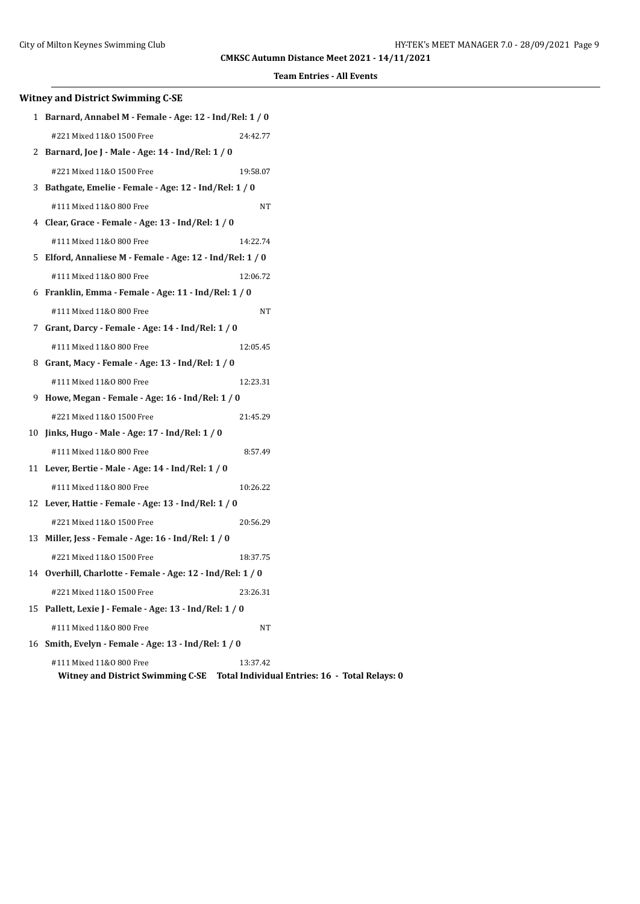**CMKSC Autumn Distance Meet 2021 - 14/11/2021**

**Team Entries - All Events**

## Witney and District Swimming C-SE

1 **Barnard, Annabel M - Female - Age: 12 - Ind/Rel: 1 / 0**

#221 Mixed 11&O 1500 Free 24:42.77

2 **Barnard, Joe J - Male - Age: 14 - Ind/Rel: 1 / 0**

#221 Mixed 11&O 1500 Free 19:58.07

3 **Bathgate, Emelie - Female - Age: 12 - Ind/Rel: 1 / 0**

#111 Mixed 11&O 800 Free NT

4 **Clear, Grace - Female - Age: 13 - Ind/Rel: 1 / 0**

#111 Mixed 11&O 800 Free 14:22.74

5 **Elford, Annaliese M - Female - Age: 12 - Ind/Rel: 1 / 0**

#111 Mixed 11&O 800 Free 12:06.72

6 **Franklin, Emma - Female - Age: 11 - Ind/Rel: 1 / 0**

#111 Mixed 11&O 800 Free NT

7 **Grant, Darcy - Female - Age: 14 - Ind/Rel: 1 / 0**

#111 Mixed 11&O 800 Free 12:05.45

8 **Grant, Macy - Female - Age: 13 - Ind/Rel: 1 / 0**

#111 Mixed 11&O 800 Free 12:23.31

9 **Howe, Megan - Female - Age: 16 - Ind/Rel: 1 / 0**

#221 Mixed 11&O 1500 Free 21:45.29

10 **Jinks, Hugo - Male - Age: 17 - Ind/Rel: 1 / 0**

#111 Mixed 11&O 800 Free 8:57.49

11 **Lever, Bertie - Male - Age: 14 - Ind/Rel: 1 / 0**

#111 Mixed 11&O 800 Free 10:26.22

12 **Lever, Hattie - Female - Age: 13 - Ind/Rel: 1 / 0**

#221 Mixed 11&O 1500 Free 20:56.29

13 **Miller, Jess - Female - Age: 16 - Ind/Rel: 1 / 0**

#221 Mixed 11&O 1500 Free 18:37.75

14 **Overhill, Charlotte - Female - Age: 12 - Ind/Rel: 1 / 0**

#221 Mixed 11&O 1500 Free 23:26.31

15 **Pallett, Lexie J - Female - Age: 13 - Ind/Rel: 1 / 0**

#111 Mixed 11&O 800 Free NT

16 **Smith, Evelyn - Female - Age: 13 - Ind/Rel: 1 / 0**

#111 Mixed 11&O 800 Free 13:37.42

**Witney and District Swimming C-SE Total Individual Entries: 16 - Total Relays: 0**